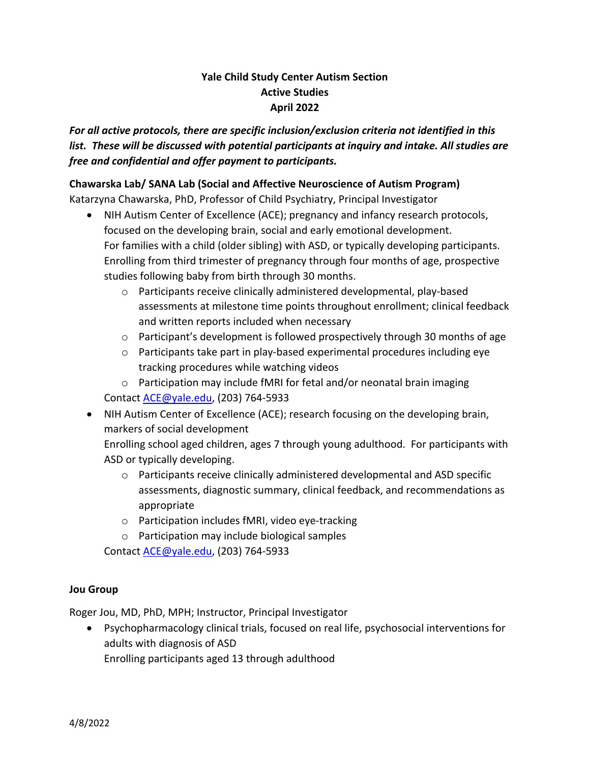# Yale Child Study Center Autism Section
## Active Studies
## April 2022

***For all active protocols, there are specific inclusion/exclusion criteria not identified in this list. These will be discussed with potential participants at inquiry and intake. All studies are free and confidential and offer payment to participants.***

**Chawarska Lab/ SANA Lab (Social and Affective Neuroscience of Autism Program)**

Katarzyna Chawarska, PhD, Professor of Child Psychiatry, Principal Investigator

- NIH Autism Center of Excellence (ACE); pregnancy and infancy research protocols, focused on the developing brain, social and early emotional development.
  For families with a child (older sibling) with ASD, or typically developing participants. Enrolling from third trimester of pregnancy through four months of age, prospective studies following baby from birth through 30 months.
  - Participants receive clinically administered developmental, play-based assessments at milestone time points throughout enrollment; clinical feedback and written reports included when necessary
  - Participant's development is followed prospectively through 30 months of age
  - Participants take part in play-based experimental procedures including eye tracking procedures while watching videos
  - Participation may include fMRI for fetal and/or neonatal brain imaging

  Contact ACE@yale.edu, (203) 764-5933
- NIH Autism Center of Excellence (ACE); research focusing on the developing brain, markers of social development
  Enrolling school aged children, ages 7 through young adulthood. For participants with ASD or typically developing.
  - Participants receive clinically administered developmental and ASD specific assessments, diagnostic summary, clinical feedback, and recommendations as appropriate
  - Participation includes fMRI, video eye-tracking
  - Participation may include biological samples

  Contact ACE@yale.edu, (203) 764-5933

**Jou Group**

Roger Jou, MD, PhD, MPH; Instructor, Principal Investigator

- Psychopharmacology clinical trials, focused on real life, psychosocial interventions for adults with diagnosis of ASD
  Enrolling participants aged 13 through adulthood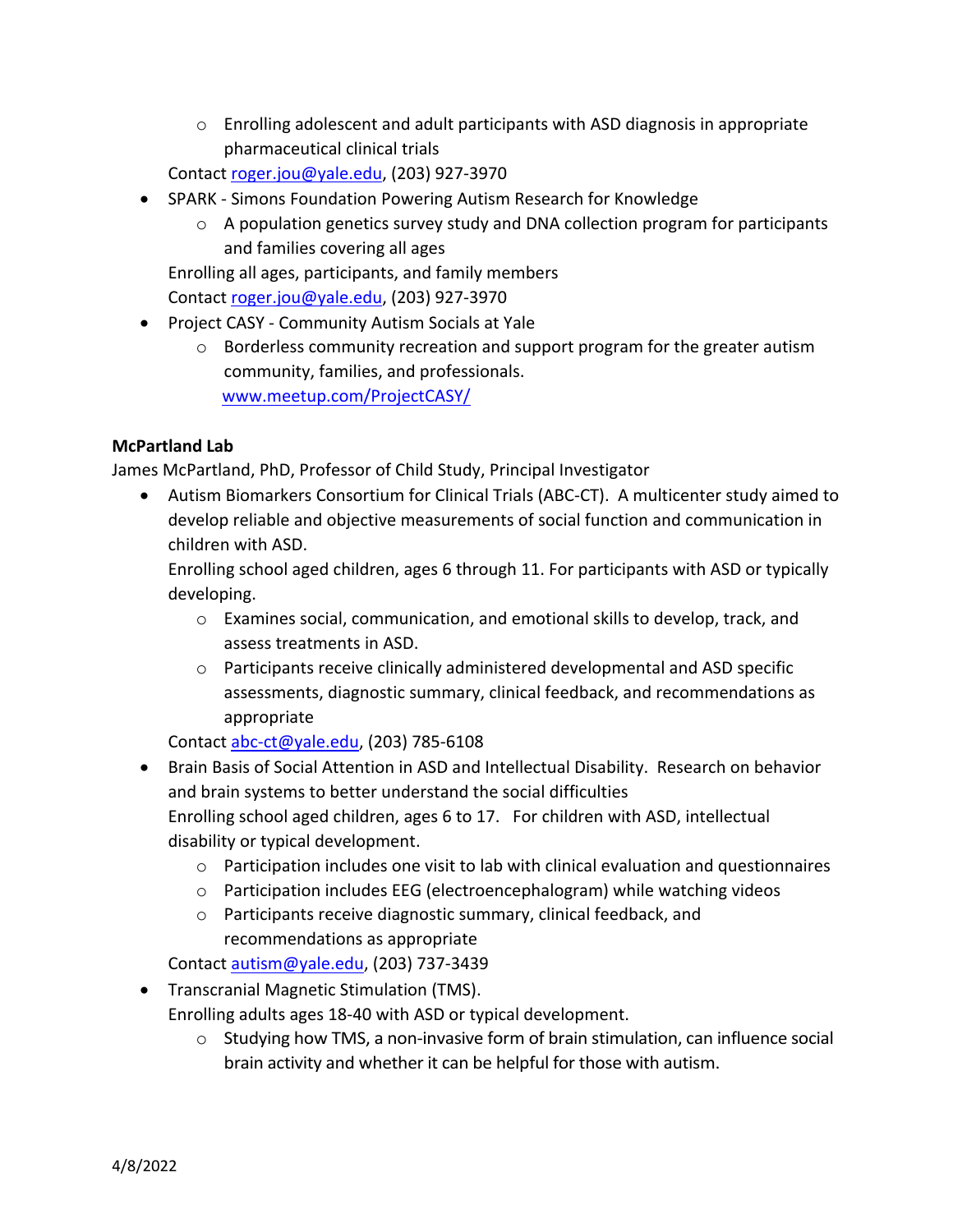- Enrolling adolescent and adult participants with ASD diagnosis in appropriate pharmaceutical clinical trials

  Contact roger.jou@yale.edu, (203) 927-3970

- SPARK - Simons Foundation Powering Autism Research for Knowledge
  - A population genetics survey study and DNA collection program for participants and families covering all ages

  Enrolling all ages, participants, and family members

  Contact roger.jou@yale.edu, (203) 927-3970

- Project CASY - Community Autism Socials at Yale
  - Borderless community recreation and support program for the greater autism community, families, and professionals.

    www.meetup.com/ProjectCASY/

**McPartland Lab**

James McPartland, PhD, Professor of Child Study, Principal Investigator

- Autism Biomarkers Consortium for Clinical Trials (ABC-CT). A multicenter study aimed to develop reliable and objective measurements of social function and communication in children with ASD.

  Enrolling school aged children, ages 6 through 11. For participants with ASD or typically developing.
  - Examines social, communication, and emotional skills to develop, track, and assess treatments in ASD.
  - Participants receive clinically administered developmental and ASD specific assessments, diagnostic summary, clinical feedback, and recommendations as appropriate

  Contact abc-ct@yale.edu, (203) 785-6108

- Brain Basis of Social Attention in ASD and Intellectual Disability. Research on behavior and brain systems to better understand the social difficulties

  Enrolling school aged children, ages 6 to 17. For children with ASD, intellectual disability or typical development.
  - Participation includes one visit to lab with clinical evaluation and questionnaires
  - Participation includes EEG (electroencephalogram) while watching videos
  - Participants receive diagnostic summary, clinical feedback, and recommendations as appropriate

  Contact autism@yale.edu, (203) 737-3439

- Transcranial Magnetic Stimulation (TMS).

  Enrolling adults ages 18-40 with ASD or typical development.
  - Studying how TMS, a non-invasive form of brain stimulation, can influence social brain activity and whether it can be helpful for those with autism.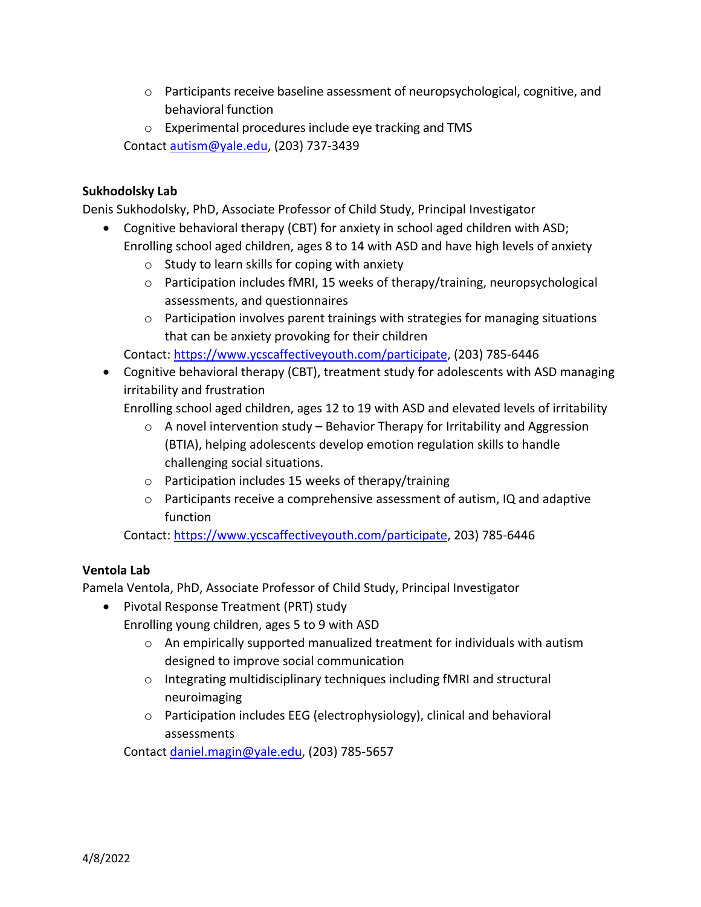- Participants receive baseline assessment of neuropsychological, cognitive, and behavioral function
    - Experimental procedures include eye tracking and TMS

  Contact autism@yale.edu, (203) 737-3439

**Sukhodolsky Lab**

Denis Sukhodolsky, PhD, Associate Professor of Child Study, Principal Investigator

- Cognitive behavioral therapy (CBT) for anxiety in school aged children with ASD; Enrolling school aged children, ages 8 to 14 with ASD and have high levels of anxiety
    - Study to learn skills for coping with anxiety
    - Participation includes fMRI, 15 weeks of therapy/training, neuropsychological assessments, and questionnaires
    - Participation involves parent trainings with strategies for managing situations that can be anxiety provoking for their children

  Contact: https://www.ycscaffectiveyouth.com/participate, (203) 785-6446
- Cognitive behavioral therapy (CBT), treatment study for adolescents with ASD managing irritability and frustration
  Enrolling school aged children, ages 12 to 19 with ASD and elevated levels of irritability
    - A novel intervention study – Behavior Therapy for Irritability and Aggression (BTIA), helping adolescents develop emotion regulation skills to handle challenging social situations.
    - Participation includes 15 weeks of therapy/training
    - Participants receive a comprehensive assessment of autism, IQ and adaptive function

  Contact: https://www.ycscaffectiveyouth.com/participate, 203) 785-6446

**Ventola Lab**

Pamela Ventola, PhD, Associate Professor of Child Study, Principal Investigator

- Pivotal Response Treatment (PRT) study
  Enrolling young children, ages 5 to 9 with ASD
    - An empirically supported manualized treatment for individuals with autism designed to improve social communication
    - Integrating multidisciplinary techniques including fMRI and structural neuroimaging
    - Participation includes EEG (electrophysiology), clinical and behavioral assessments

  Contact daniel.magin@yale.edu, (203) 785-5657

4/8/2022